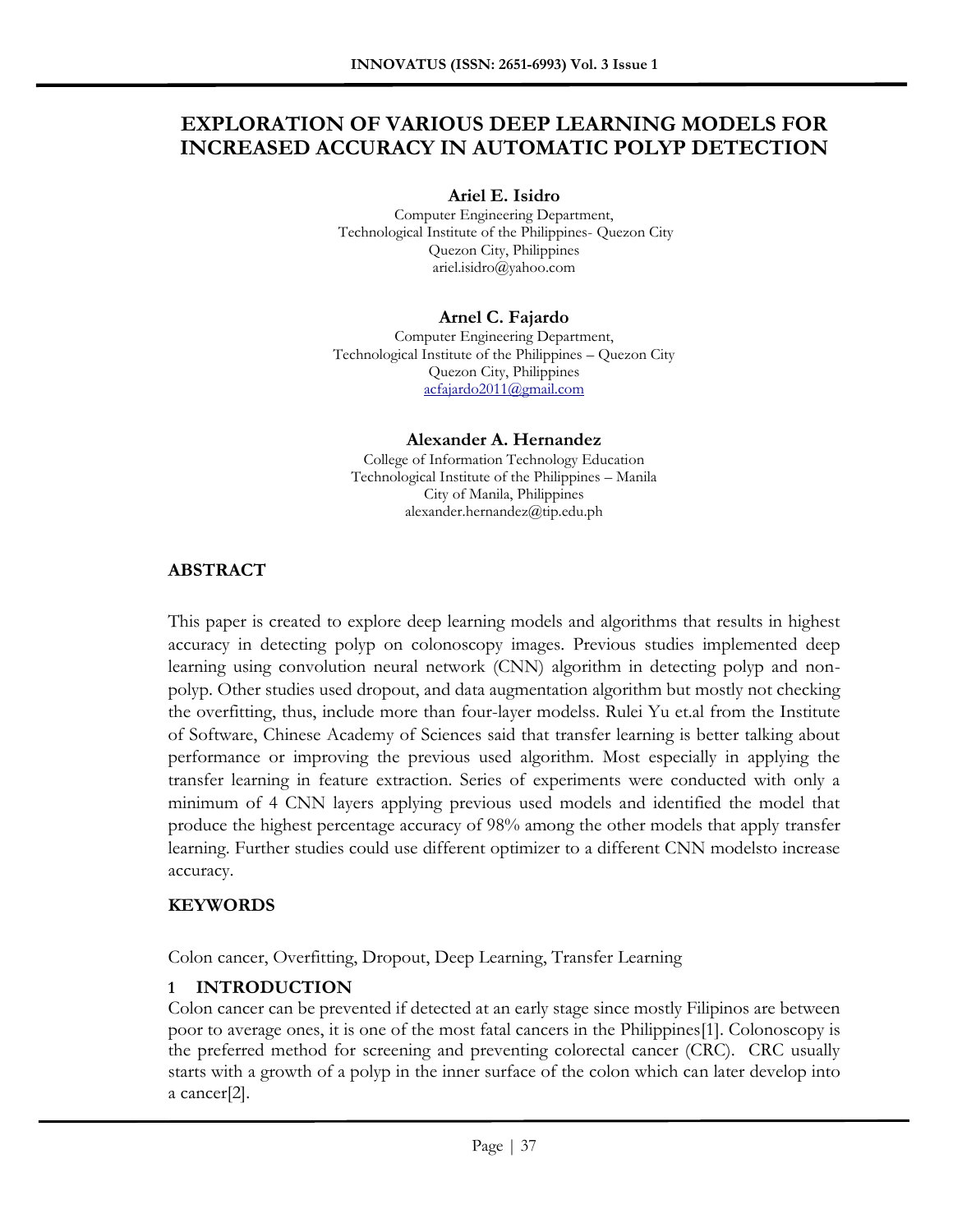# EXPLORATION OF VARIOUS DEEP LEARNING MODELS FOR INCREASED ACCURACY IN AUTOMATIC POLYP DETECTION

**Ariel E. Isidro**
Computer Engineering Department,
Technological Institute of the Philippines- Quezon City
Quezon City, Philippines
ariel.isidro@yahoo.com

**Arnel C. Fajardo**
Computer Engineering Department,
Technological Institute of the Philippines – Quezon City
Quezon City, Philippines
acfajardo2011@gmail.com

**Alexander A. Hernandez**
College of Information Technology Education
Technological Institute of the Philippines – Manila
City of Manila, Philippines
alexander.hernandez@tip.edu.ph

## ABSTRACT

This paper is created to explore deep learning models and algorithms that results in highest accuracy in detecting polyp on colonoscopy images. Previous studies implemented deep learning using convolution neural network (CNN) algorithm in detecting polyp and non-polyp. Other studies used dropout, and data augmentation algorithm but mostly not checking the overfitting, thus, include more than four-layer modelss. Rulei Yu et.al from the Institute of Software, Chinese Academy of Sciences said that transfer learning is better talking about performance or improving the previous used algorithm. Most especially in applying the transfer learning in feature extraction. Series of experiments were conducted with only a minimum of 4 CNN layers applying previous used models and identified the model that produce the highest percentage accuracy of 98% among the other models that apply transfer learning. Further studies could use different optimizer to a different CNN modelsto increase accuracy.

## KEYWORDS

Colon cancer, Overfitting, Dropout, Deep Learning, Transfer Learning

## 1 INTRODUCTION

Colon cancer can be prevented if detected at an early stage since mostly Filipinos are between poor to average ones, it is one of the most fatal cancers in the Philippines[1]. Colonoscopy is the preferred method for screening and preventing colorectal cancer (CRC). CRC usually starts with a growth of a polyp in the inner surface of the colon which can later develop into a cancer[2].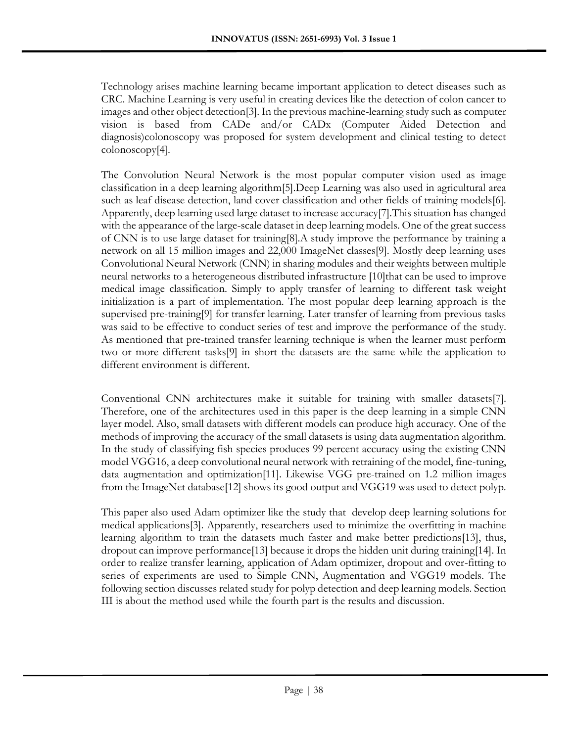Technology arises machine learning became important application to detect diseases such as CRC. Machine Learning is very useful in creating devices like the detection of colon cancer to images and other object detection[3]. In the previous machine-learning study such as computer vision is based from CADe and/or CADx (Computer Aided Detection and diagnosis)colonoscopy was proposed for system development and clinical testing to detect colonoscopy[4].

The Convolution Neural Network is the most popular computer vision used as image classification in a deep learning algorithm[5].Deep Learning was also used in agricultural area such as leaf disease detection, land cover classification and other fields of training models[6]. Apparently, deep learning used large dataset to increase accuracy[7].This situation has changed with the appearance of the large-scale dataset in deep learning models. One of the great success of CNN is to use large dataset for training[8].A study improve the performance by training a network on all 15 million images and 22,000 ImageNet classes[9]. Mostly deep learning uses Convolutional Neural Network (CNN) in sharing modules and their weights between multiple neural networks to a heterogeneous distributed infrastructure [10]that can be used to improve medical image classification. Simply to apply transfer of learning to different task weight initialization is a part of implementation. The most popular deep learning approach is the supervised pre-training[9] for transfer learning. Later transfer of learning from previous tasks was said to be effective to conduct series of test and improve the performance of the study. As mentioned that pre-trained transfer learning technique is when the learner must perform two or more different tasks[9] in short the datasets are the same while the application to different environment is different.

Conventional CNN architectures make it suitable for training with smaller datasets[7]. Therefore, one of the architectures used in this paper is the deep learning in a simple CNN layer model. Also, small datasets with different models can produce high accuracy. One of the methods of improving the accuracy of the small datasets is using data augmentation algorithm. In the study of classifying fish species produces 99 percent accuracy using the existing CNN model VGG16, a deep convolutional neural network with retraining of the model, fine-tuning, data augmentation and optimization[11]. Likewise VGG pre-trained on 1.2 million images from the ImageNet database[12] shows its good output and VGG19 was used to detect polyp.

This paper also used Adam optimizer like the study that develop deep learning solutions for medical applications[3]. Apparently, researchers used to minimize the overfitting in machine learning algorithm to train the datasets much faster and make better predictions[13], thus, dropout can improve performance[13] because it drops the hidden unit during training[14]. In order to realize transfer learning, application of Adam optimizer, dropout and over-fitting to series of experiments are used to Simple CNN, Augmentation and VGG19 models. The following section discusses related study for polyp detection and deep learning models. Section III is about the method used while the fourth part is the results and discussion.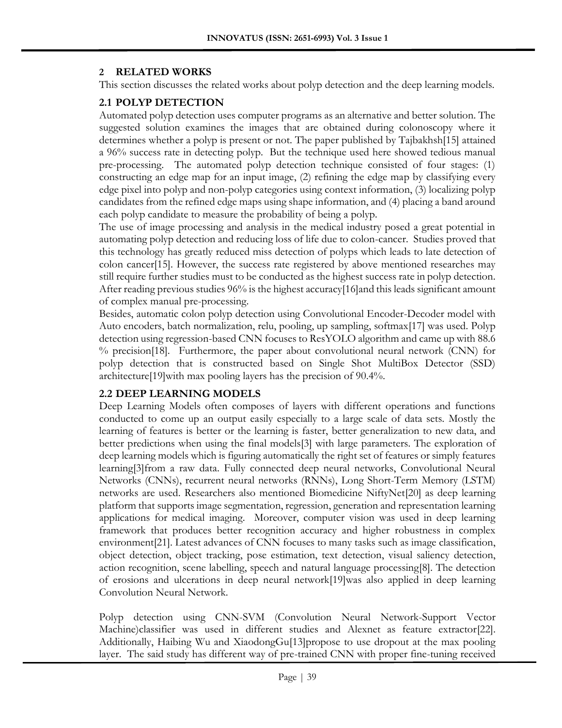## 2 RELATED WORKS

This section discusses the related works about polyp detection and the deep learning models.

### 2.1 POLYP DETECTION

Automated polyp detection uses computer programs as an alternative and better solution. The suggested solution examines the images that are obtained during colonoscopy where it determines whether a polyp is present or not. The paper published by Tajbakhsh[15] attained a 96% success rate in detecting polyp. But the technique used here showed tedious manual pre-processing. The automated polyp detection technique consisted of four stages: (1) constructing an edge map for an input image, (2) refining the edge map by classifying every edge pixel into polyp and non-polyp categories using context information, (3) localizing polyp candidates from the refined edge maps using shape information, and (4) placing a band around each polyp candidate to measure the probability of being a polyp.

The use of image processing and analysis in the medical industry posed a great potential in automating polyp detection and reducing loss of life due to colon-cancer. Studies proved that this technology has greatly reduced miss detection of polyps which leads to late detection of colon cancer[15]. However, the success rate registered by above mentioned researches may still require further studies must to be conducted as the highest success rate in polyp detection. After reading previous studies 96% is the highest accuracy[16]and this leads significant amount of complex manual pre-processing.

Besides, automatic colon polyp detection using Convolutional Encoder-Decoder model with Auto encoders, batch normalization, relu, pooling, up sampling, softmax[17] was used. Polyp detection using regression-based CNN focuses to ResYOLO algorithm and came up with 88.6 % precision[18]. Furthermore, the paper about convolutional neural network (CNN) for polyp detection that is constructed based on Single Shot MultiBox Detector (SSD) architecture[19]with max pooling layers has the precision of 90.4%.

### 2.2 DEEP LEARNING MODELS

Deep Learning Models often composes of layers with different operations and functions conducted to come up an output easily especially to a large scale of data sets. Mostly the learning of features is better or the learning is faster, better generalization to new data, and better predictions when using the final models[3] with large parameters. The exploration of deep learning models which is figuring automatically the right set of features or simply features learning[3]from a raw data. Fully connected deep neural networks, Convolutional Neural Networks (CNNs), recurrent neural networks (RNNs), Long Short-Term Memory (LSTM) networks are used. Researchers also mentioned Biomedicine NiftyNet[20] as deep learning platform that supports image segmentation, regression, generation and representation learning applications for medical imaging. Moreover, computer vision was used in deep learning framework that produces better recognition accuracy and higher robustness in complex environment[21]. Latest advances of CNN focuses to many tasks such as image classification, object detection, object tracking, pose estimation, text detection, visual saliency detection, action recognition, scene labelling, speech and natural language processing[8]. The detection of erosions and ulcerations in deep neural network[19]was also applied in deep learning Convolution Neural Network.

Polyp detection using CNN-SVM (Convolution Neural Network-Support Vector Machine)classifier was used in different studies and Alexnet as feature extractor[22]. Additionally, Haibing Wu and XiaodongGu[13]propose to use dropout at the max pooling layer. The said study has different way of pre-trained CNN with proper fine-tuning received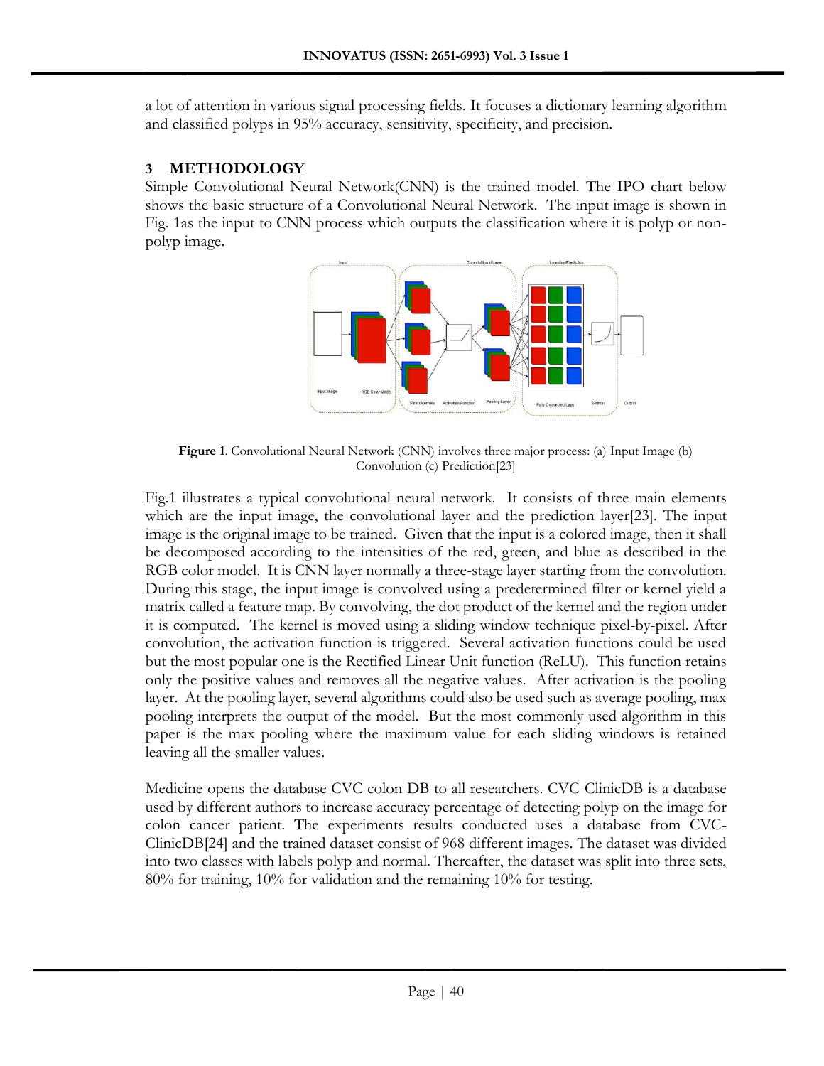a lot of attention in various signal processing fields. It focuses a dictionary learning algorithm and classified polyps in 95% accuracy, sensitivity, specificity, and precision.

## 3 METHODOLOGY

Simple Convolutional Neural Network(CNN) is the trained model. The IPO chart below shows the basic structure of a Convolutional Neural Network. The input image is shown in Fig. 1as the input to CNN process which outputs the classification where it is polyp or non-polyp image.

**Figure 1**. Convolutional Neural Network (CNN) involves three major process: (a) Input Image (b) Convolution (c) Prediction[23]

Fig.1 illustrates a typical convolutional neural network. It consists of three main elements which are the input image, the convolutional layer and the prediction layer[23]. The input image is the original image to be trained. Given that the input is a colored image, then it shall be decomposed according to the intensities of the red, green, and blue as described in the RGB color model. It is CNN layer normally a three-stage layer starting from the convolution. During this stage, the input image is convolved using a predetermined filter or kernel yield a matrix called a feature map. By convolving, the dot product of the kernel and the region under it is computed. The kernel is moved using a sliding window technique pixel-by-pixel. After convolution, the activation function is triggered. Several activation functions could be used but the most popular one is the Rectified Linear Unit function (ReLU). This function retains only the positive values and removes all the negative values. After activation is the pooling layer. At the pooling layer, several algorithms could also be used such as average pooling, max pooling interprets the output of the model. But the most commonly used algorithm in this paper is the max pooling where the maximum value for each sliding windows is retained leaving all the smaller values.

Medicine opens the database CVC colon DB to all researchers. CVC-ClinicDB is a database used by different authors to increase accuracy percentage of detecting polyp on the image for colon cancer patient. The experiments results conducted uses a database from CVC-ClinicDB[24] and the trained dataset consist of 968 different images. The dataset was divided into two classes with labels polyp and normal. Thereafter, the dataset was split into three sets, 80% for training, 10% for validation and the remaining 10% for testing.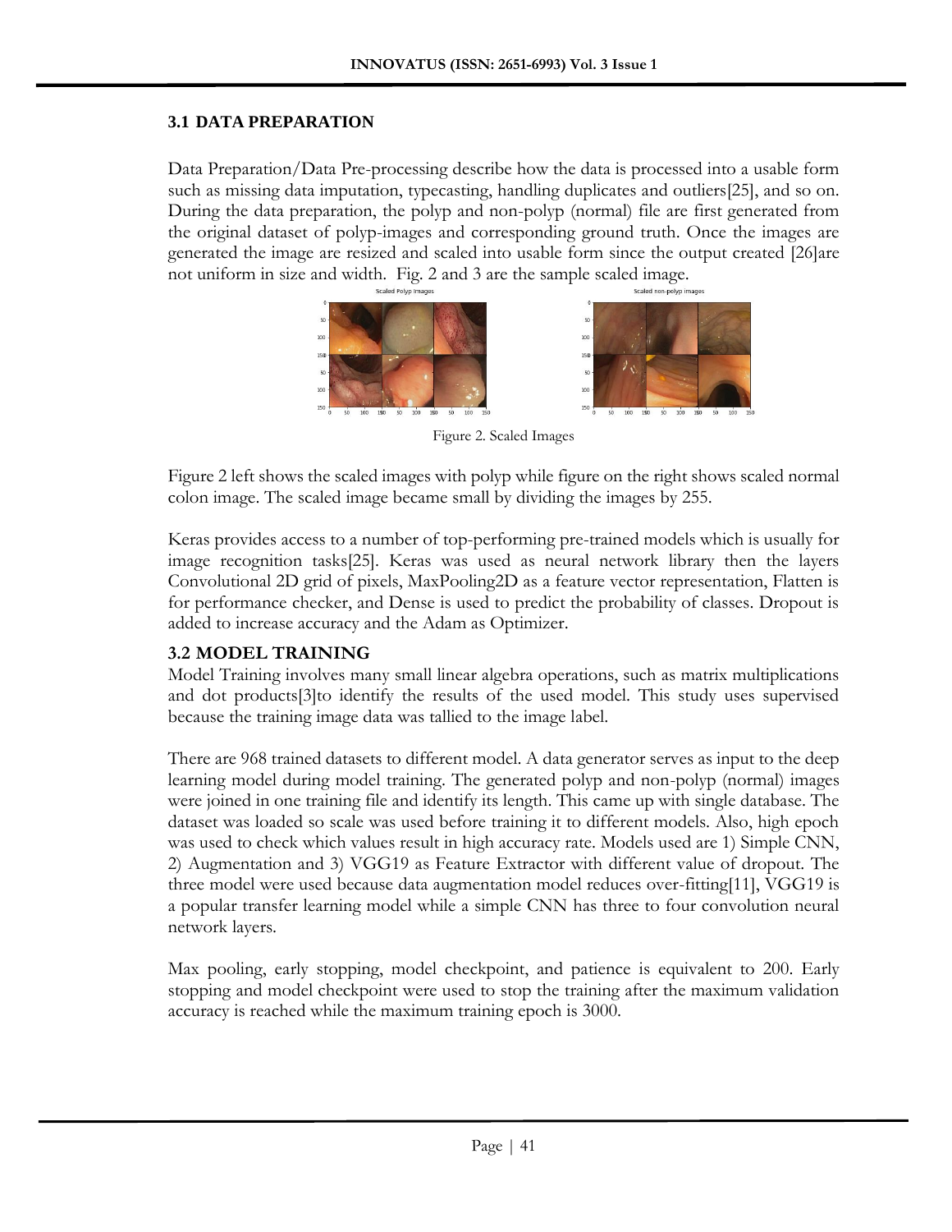### 3.1 DATA PREPARATION

Data Preparation/Data Pre-processing describe how the data is processed into a usable form such as missing data imputation, typecasting, handling duplicates and outliers[25], and so on. During the data preparation, the polyp and non-polyp (normal) file are first generated from the original dataset of polyp-images and corresponding ground truth. Once the images are generated the image are resized and scaled into usable form since the output created [26]are not uniform in size and width. Fig. 2 and 3 are the sample scaled image.

Figure 2. Scaled Images

Figure 2 left shows the scaled images with polyp while figure on the right shows scaled normal colon image. The scaled image became small by dividing the images by 255.

Keras provides access to a number of top-performing pre-trained models which is usually for image recognition tasks[25]. Keras was used as neural network library then the layers Convolutional 2D grid of pixels, MaxPooling2D as a feature vector representation, Flatten is for performance checker, and Dense is used to predict the probability of classes. Dropout is added to increase accuracy and the Adam as Optimizer.

### 3.2 MODEL TRAINING

Model Training involves many small linear algebra operations, such as matrix multiplications and dot products[3]to identify the results of the used model. This study uses supervised because the training image data was tallied to the image label.

There are 968 trained datasets to different model. A data generator serves as input to the deep learning model during model training. The generated polyp and non-polyp (normal) images were joined in one training file and identify its length. This came up with single database. The dataset was loaded so scale was used before training it to different models. Also, high epoch was used to check which values result in high accuracy rate. Models used are 1) Simple CNN, 2) Augmentation and 3) VGG19 as Feature Extractor with different value of dropout. The three model were used because data augmentation model reduces over-fitting[11], VGG19 is a popular transfer learning model while a simple CNN has three to four convolution neural network layers.

Max pooling, early stopping, model checkpoint, and patience is equivalent to 200. Early stopping and model checkpoint were used to stop the training after the maximum validation accuracy is reached while the maximum training epoch is 3000.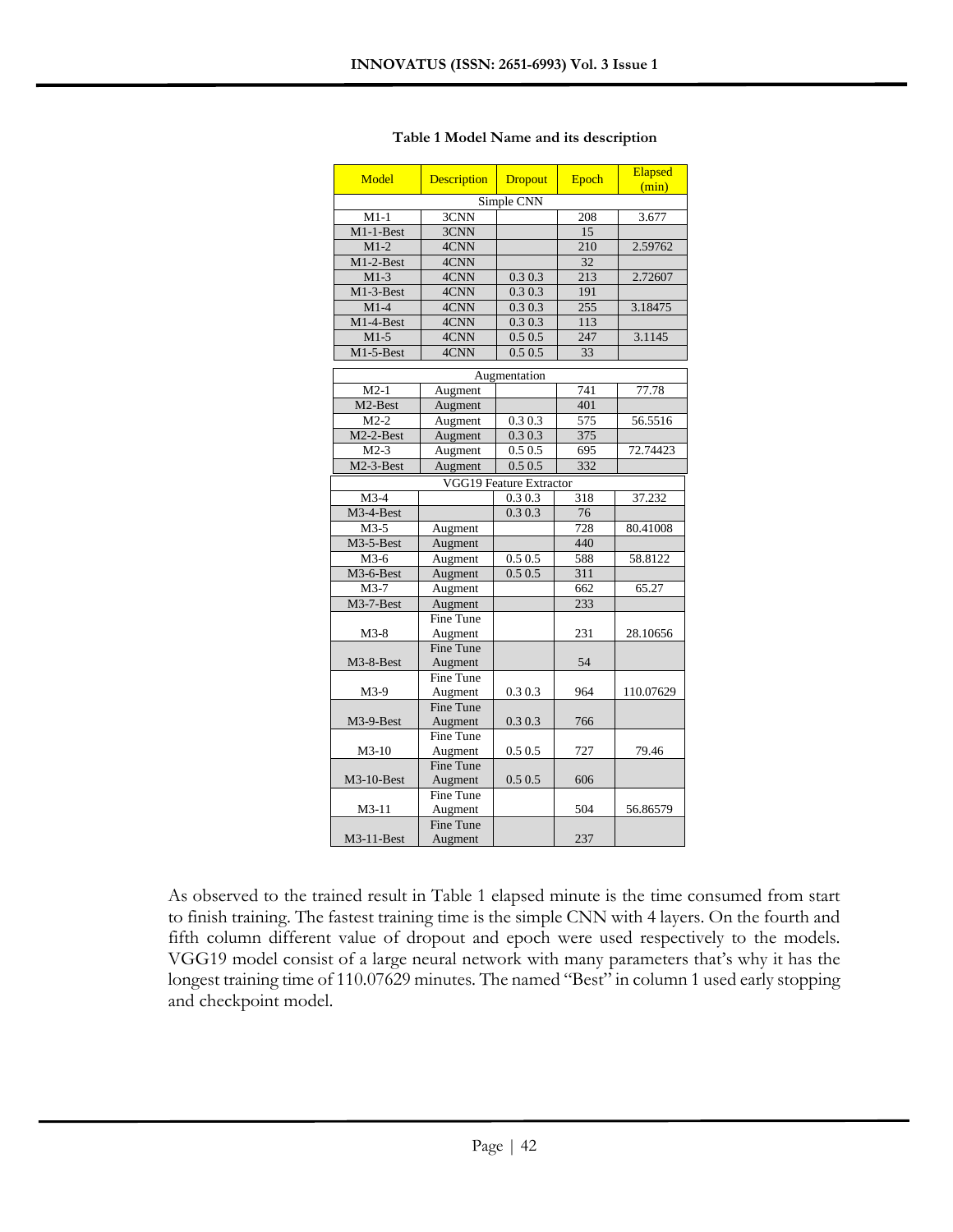**Table 1 Model Name and its description**

| Model | Description | Dropout | Epoch | Elapsed (min) |
|---|---|---|---|---|
| Simple CNN | | | | |
| M1-1 | 3CNN | | 208 | 3.677 |
| M1-1-Best | 3CNN | | 15 | |
| M1-2 | 4CNN | | 210 | 2.59762 |
| M1-2-Best | 4CNN | | 32 | |
| M1-3 | 4CNN | 0.3 0.3 | 213 | 2.72607 |
| M1-3-Best | 4CNN | 0.3 0.3 | 191 | |
| M1-4 | 4CNN | 0.3 0.3 | 255 | 3.18475 |
| M1-4-Best | 4CNN | 0.3 0.3 | 113 | |
| M1-5 | 4CNN | 0.5 0.5 | 247 | 3.1145 |
| M1-5-Best | 4CNN | 0.5 0.5 | 33 | |
| Augmentation | | | | |
| M2-1 | Augment | | 741 | 77.78 |
| M2-Best | Augment | | 401 | |
| M2-2 | Augment | 0.3 0.3 | 575 | 56.5516 |
| M2-2-Best | Augment | 0.3 0.3 | 375 | |
| M2-3 | Augment | 0.5 0.5 | 695 | 72.74423 |
| M2-3-Best | Augment | 0.5 0.5 | 332 | |
| VGG19 Feature Extractor | | | | |
| M3-4 | | 0.3 0.3 | 318 | 37.232 |
| M3-4-Best | | 0.3 0.3 | 76 | |
| M3-5 | Augment | | 728 | 80.41008 |
| M3-5-Best | Augment | | 440 | |
| M3-6 | Augment | 0.5 0.5 | 588 | 58.8122 |
| M3-6-Best | Augment | 0.5 0.5 | 311 | |
| M3-7 | Augment | | 662 | 65.27 |
| M3-7-Best | Augment | | 233 | |
| M3-8 | Fine Tune Augment | | 231 | 28.10656 |
| M3-8-Best | Fine Tune Augment | | 54 | |
| M3-9 | Fine Tune Augment | 0.3 0.3 | 964 | 110.07629 |
| M3-9-Best | Fine Tune Augment | 0.3 0.3 | 766 | |
| M3-10 | Fine Tune Augment | 0.5 0.5 | 727 | 79.46 |
| M3-10-Best | Fine Tune Augment | 0.5 0.5 | 606 | |
| M3-11 | Fine Tune Augment | | 504 | 56.86579 |
| M3-11-Best | Fine Tune Augment | | 237 | |

As observed to the trained result in Table 1 elapsed minute is the time consumed from start to finish training. The fastest training time is the simple CNN with 4 layers. On the fourth and fifth column different value of dropout and epoch were used respectively to the models. VGG19 model consist of a large neural network with many parameters that's why it has the longest training time of 110.07629 minutes. The named "Best" in column 1 used early stopping and checkpoint model.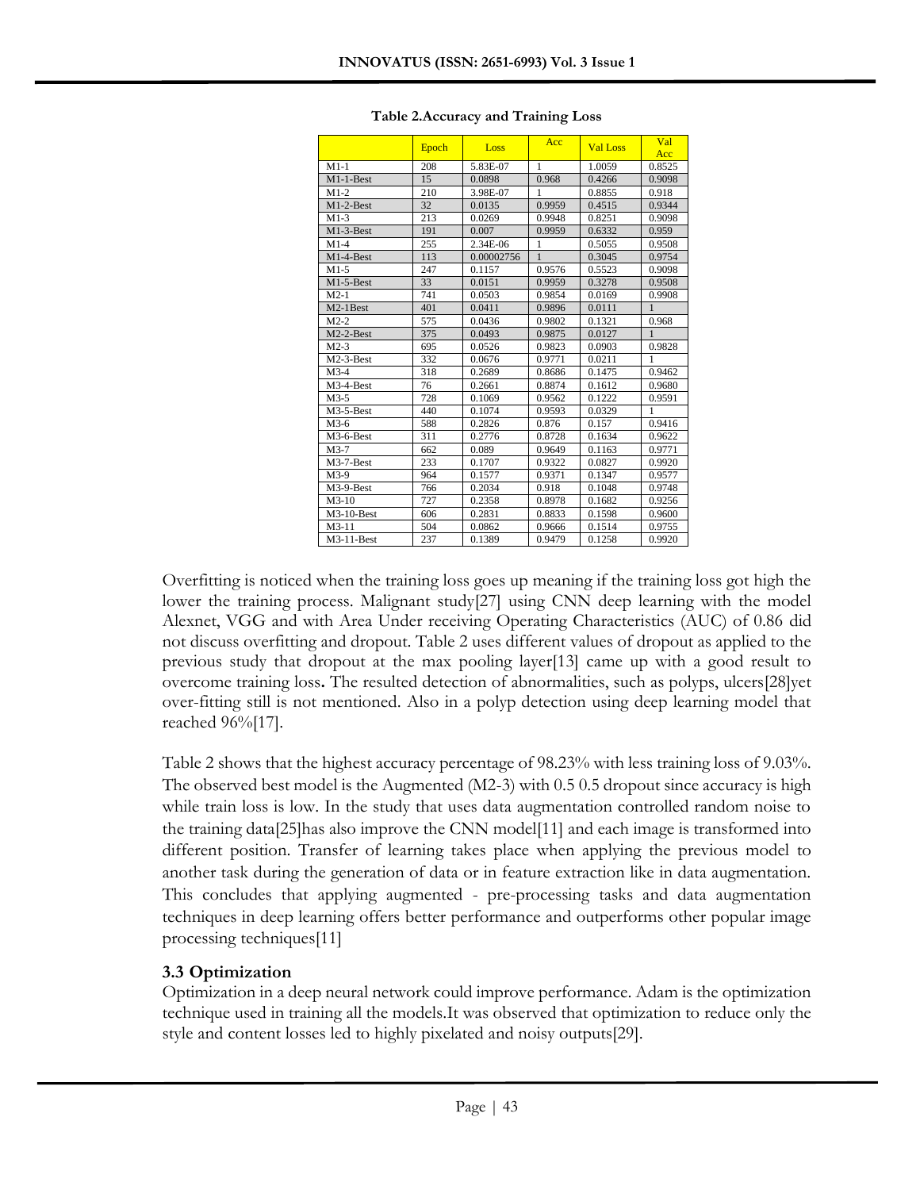**Table 2.Accuracy and Training Loss**

| | Epoch | Loss | Acc | Val Loss | Val Acc |
|---|---|---|---|---|---|
| M1-1 | 208 | 5.83E-07 | 1 | 1.0059 | 0.8525 |
| M1-1-Best | 15 | 0.0898 | 0.968 | 0.4266 | 0.9098 |
| M1-2 | 210 | 3.98E-07 | 1 | 0.8855 | 0.918 |
| M1-2-Best | 32 | 0.0135 | 0.9959 | 0.4515 | 0.9344 |
| M1-3 | 213 | 0.0269 | 0.9948 | 0.8251 | 0.9098 |
| M1-3-Best | 191 | 0.007 | 0.9959 | 0.6332 | 0.959 |
| M1-4 | 255 | 2.34E-06 | 1 | 0.5055 | 0.9508 |
| M1-4-Best | 113 | 0.00002756 | 1 | 0.3045 | 0.9754 |
| M1-5 | 247 | 0.1157 | 0.9576 | 0.5523 | 0.9098 |
| M1-5-Best | 33 | 0.0151 | 0.9959 | 0.3278 | 0.9508 |
| M2-1 | 741 | 0.0503 | 0.9854 | 0.0169 | 0.9908 |
| M2-1Best | 401 | 0.0411 | 0.9896 | 0.0111 | 1 |
| M2-2 | 575 | 0.0436 | 0.9802 | 0.1321 | 0.968 |
| M2-2-Best | 375 | 0.0493 | 0.9875 | 0.0127 | 1 |
| M2-3 | 695 | 0.0526 | 0.9823 | 0.0903 | 0.9828 |
| M2-3-Best | 332 | 0.0676 | 0.9771 | 0.0211 | 1 |
| M3-4 | 318 | 0.2689 | 0.8686 | 0.1475 | 0.9462 |
| M3-4-Best | 76 | 0.2661 | 0.8874 | 0.1612 | 0.9680 |
| M3-5 | 728 | 0.1069 | 0.9562 | 0.1222 | 0.9591 |
| M3-5-Best | 440 | 0.1074 | 0.9593 | 0.0329 | 1 |
| M3-6 | 588 | 0.2826 | 0.876 | 0.157 | 0.9416 |
| M3-6-Best | 311 | 0.2776 | 0.8728 | 0.1634 | 0.9622 |
| M3-7 | 662 | 0.089 | 0.9649 | 0.1163 | 0.9771 |
| M3-7-Best | 233 | 0.1707 | 0.9322 | 0.0827 | 0.9920 |
| M3-9 | 964 | 0.1577 | 0.9371 | 0.1347 | 0.9577 |
| M3-9-Best | 766 | 0.2034 | 0.918 | 0.1048 | 0.9748 |
| M3-10 | 727 | 0.2358 | 0.8978 | 0.1682 | 0.9256 |
| M3-10-Best | 606 | 0.2831 | 0.8833 | 0.1598 | 0.9600 |
| M3-11 | 504 | 0.0862 | 0.9666 | 0.1514 | 0.9755 |
| M3-11-Best | 237 | 0.1389 | 0.9479 | 0.1258 | 0.9920 |

Overfitting is noticed when the training loss goes up meaning if the training loss got high the lower the training process. Malignant study[27] using CNN deep learning with the model Alexnet, VGG and with Area Under receiving Operating Characteristics (AUC) of 0.86 did not discuss overfitting and dropout. Table 2 uses different values of dropout as applied to the previous study that dropout at the max pooling layer[13] came up with a good result to overcome training loss**.** The resulted detection of abnormalities, such as polyps, ulcers[28]yet over-fitting still is not mentioned. Also in a polyp detection using deep learning model that reached 96%[17].

Table 2 shows that the highest accuracy percentage of 98.23% with less training loss of 9.03%. The observed best model is the Augmented (M2-3) with 0.5 0.5 dropout since accuracy is high while train loss is low. In the study that uses data augmentation controlled random noise to the training data[25]has also improve the CNN model[11] and each image is transformed into different position. Transfer of learning takes place when applying the previous model to another task during the generation of data or in feature extraction like in data augmentation. This concludes that applying augmented - pre-processing tasks and data augmentation techniques in deep learning offers better performance and outperforms other popular image processing techniques[11]

### 3.3 Optimization

Optimization in a deep neural network could improve performance. Adam is the optimization technique used in training all the models.It was observed that optimization to reduce only the style and content losses led to highly pixelated and noisy outputs[29].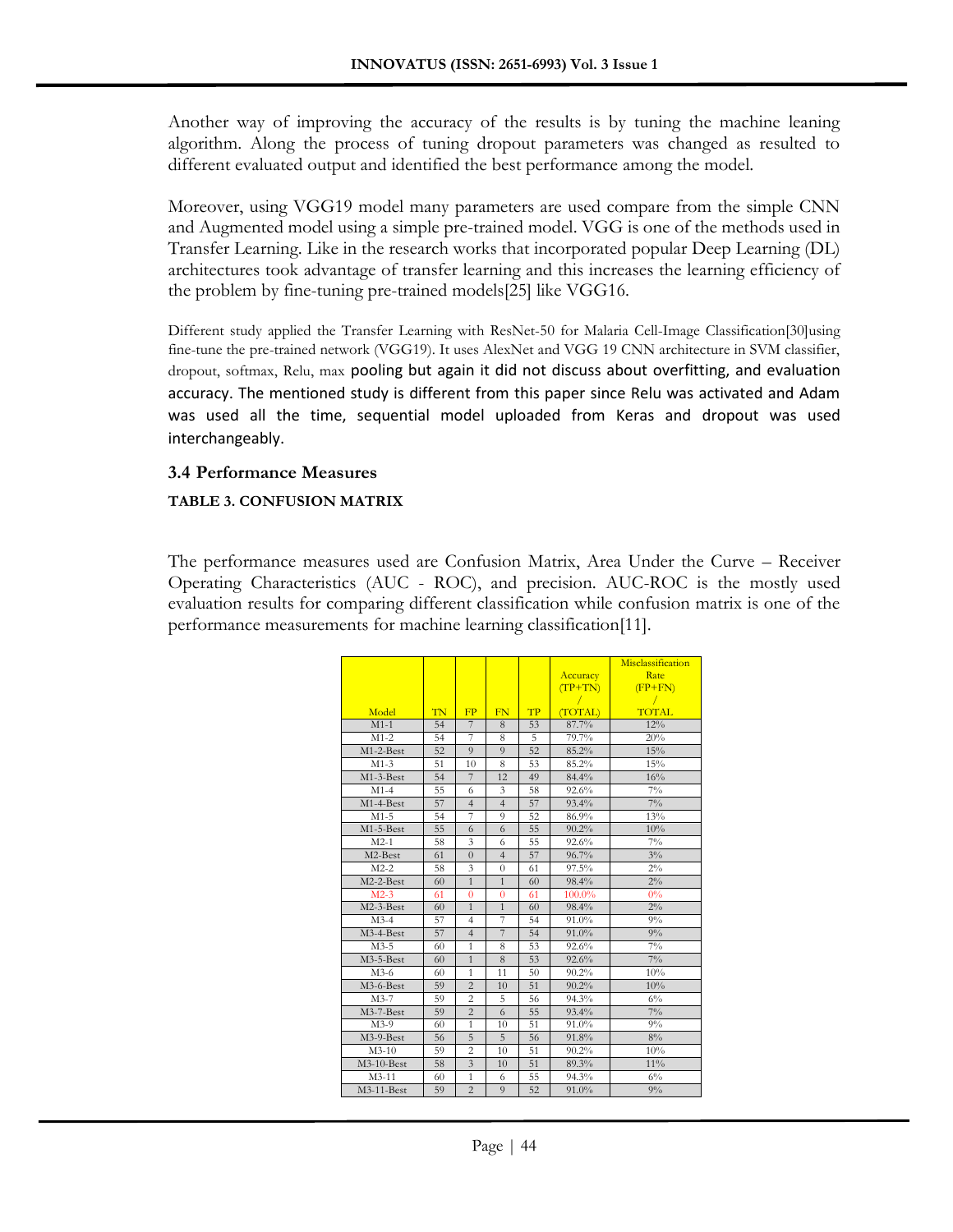Another way of improving the accuracy of the results is by tuning the machine leaning algorithm. Along the process of tuning dropout parameters was changed as resulted to different evaluated output and identified the best performance among the model.

Moreover, using VGG19 model many parameters are used compare from the simple CNN and Augmented model using a simple pre-trained model. VGG is one of the methods used in Transfer Learning. Like in the research works that incorporated popular Deep Learning (DL) architectures took advantage of transfer learning and this increases the learning efficiency of the problem by fine-tuning pre-trained models[25] like VGG16.

Different study applied the Transfer Learning with ResNet-50 for Malaria Cell-Image Classification[30]using fine-tune the pre-trained network (VGG19). It uses AlexNet and VGG 19 CNN architecture in SVM classifier, dropout, softmax, Relu, max pooling but again it did not discuss about overfitting, and evaluation accuracy. The mentioned study is different from this paper since Relu was activated and Adam was used all the time, sequential model uploaded from Keras and dropout was used interchangeably.

### 3.4 Performance Measures

**TABLE 3. CONFUSION MATRIX**

The performance measures used are Confusion Matrix, Area Under the Curve – Receiver Operating Characteristics (AUC - ROC), and precision. AUC-ROC is the mostly used evaluation results for comparing different classification while confusion matrix is one of the performance measurements for machine learning classification[11].

| Model | TN | FP | FN | TP | Accuracy (TP+TN) / (TOTAL) | Misclassification Rate (FP+FN) / TOTAL |
|---|---|---|---|---|---|---|
| M1-1 | 54 | 7 | 8 | 53 | 87.7% | 12% |
| M1-2 | 54 | 7 | 8 | 5 | 79.7% | 20% |
| M1-2-Best | 52 | 9 | 9 | 52 | 85.2% | 15% |
| M1-3 | 51 | 10 | 8 | 53 | 85.2% | 15% |
| M1-3-Best | 54 | 7 | 12 | 49 | 84.4% | 16% |
| M1-4 | 55 | 6 | 3 | 58 | 92.6% | 7% |
| M1-4-Best | 57 | 4 | 4 | 57 | 93.4% | 7% |
| M1-5 | 54 | 7 | 9 | 52 | 86.9% | 13% |
| M1-5-Best | 55 | 6 | 6 | 55 | 90.2% | 10% |
| M2-1 | 58 | 3 | 6 | 55 | 92.6% | 7% |
| M2-Best | 61 | 0 | 4 | 57 | 96.7% | 3% |
| M2-2 | 58 | 3 | 0 | 61 | 97.5% | 2% |
| M2-2-Best | 60 | 1 | 1 | 60 | 98.4% | 2% |
| M2-3 | 61 | 0 | 0 | 61 | 100.0% | 0% |
| M2-3-Best | 60 | 1 | 1 | 60 | 98.4% | 2% |
| M3-4 | 57 | 4 | 7 | 54 | 91.0% | 9% |
| M3-4-Best | 57 | 4 | 7 | 54 | 91.0% | 9% |
| M3-5 | 60 | 1 | 8 | 53 | 92.6% | 7% |
| M3-5-Best | 60 | 1 | 8 | 53 | 92.6% | 7% |
| M3-6 | 60 | 1 | 11 | 50 | 90.2% | 10% |
| M3-6-Best | 59 | 2 | 10 | 51 | 90.2% | 10% |
| M3-7 | 59 | 2 | 5 | 56 | 94.3% | 6% |
| M3-7-Best | 59 | 2 | 6 | 55 | 93.4% | 7% |
| M3-9 | 60 | 1 | 10 | 51 | 91.0% | 9% |
| M3-9-Best | 56 | 5 | 5 | 56 | 91.8% | 8% |
| M3-10 | 59 | 2 | 10 | 51 | 90.2% | 10% |
| M3-10-Best | 58 | 3 | 10 | 51 | 89.3% | 11% |
| M3-11 | 60 | 1 | 6 | 55 | 94.3% | 6% |
| M3-11-Best | 59 | 2 | 9 | 52 | 91.0% | 9% |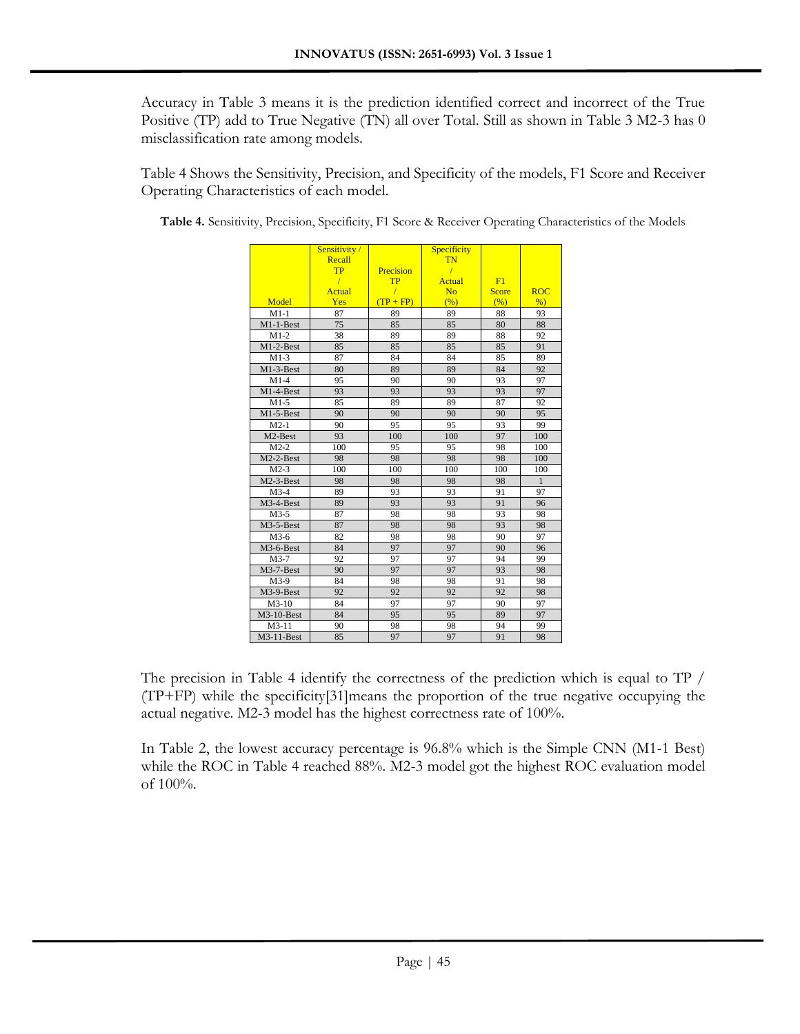Accuracy in Table 3 means it is the prediction identified correct and incorrect of the True Positive (TP) add to True Negative (TN) all over Total. Still as shown in Table 3 M2-3 has 0 misclassification rate among models.

Table 4 Shows the Sensitivity, Precision, and Specificity of the models, F1 Score and Receiver Operating Characteristics of each model.

**Table 4.** Sensitivity, Precision, Specificity, F1 Score & Receiver Operating Characteristics of the Models

| Model | Sensitivity / Recall TP / Actual Yes | Precision TP / (TP + FP) | Specificity TN / Actual No (%) | F1 Score (%) | ROC %) |
|---|---|---|---|---|---|
| M1-1 | 87 | 89 | 89 | 88 | 93 |
| M1-1-Best | 75 | 85 | 85 | 80 | 88 |
| M1-2 | 38 | 89 | 89 | 88 | 92 |
| M1-2-Best | 85 | 85 | 85 | 85 | 91 |
| M1-3 | 87 | 84 | 84 | 85 | 89 |
| M1-3-Best | 80 | 89 | 89 | 84 | 92 |
| M1-4 | 95 | 90 | 90 | 93 | 97 |
| M1-4-Best | 93 | 93 | 93 | 93 | 97 |
| M1-5 | 85 | 89 | 89 | 87 | 92 |
| M1-5-Best | 90 | 90 | 90 | 90 | 95 |
| M2-1 | 90 | 95 | 95 | 93 | 99 |
| M2-Best | 93 | 100 | 100 | 97 | 100 |
| M2-2 | 100 | 95 | 95 | 98 | 100 |
| M2-2-Best | 98 | 98 | 98 | 98 | 100 |
| M2-3 | 100 | 100 | 100 | 100 | 100 |
| M2-3-Best | 98 | 98 | 98 | 98 | 1 |
| M3-4 | 89 | 93 | 93 | 91 | 97 |
| M3-4-Best | 89 | 93 | 93 | 91 | 96 |
| M3-5 | 87 | 98 | 98 | 93 | 98 |
| M3-5-Best | 87 | 98 | 98 | 93 | 98 |
| M3-6 | 82 | 98 | 98 | 90 | 97 |
| M3-6-Best | 84 | 97 | 97 | 90 | 96 |
| M3-7 | 92 | 97 | 97 | 94 | 99 |
| M3-7-Best | 90 | 97 | 97 | 93 | 98 |
| M3-9 | 84 | 98 | 98 | 91 | 98 |
| M3-9-Best | 92 | 92 | 92 | 92 | 98 |
| M3-10 | 84 | 97 | 97 | 90 | 97 |
| M3-10-Best | 84 | 95 | 95 | 89 | 97 |
| M3-11 | 90 | 98 | 98 | 94 | 99 |
| M3-11-Best | 85 | 97 | 97 | 91 | 98 |

The precision in Table 4 identify the correctness of the prediction which is equal to TP / (TP+FP) while the specificity[31]means the proportion of the true negative occupying the actual negative. M2-3 model has the highest correctness rate of 100%.

In Table 2, the lowest accuracy percentage is 96.8% which is the Simple CNN (M1-1 Best) while the ROC in Table 4 reached 88%. M2-3 model got the highest ROC evaluation model of 100%.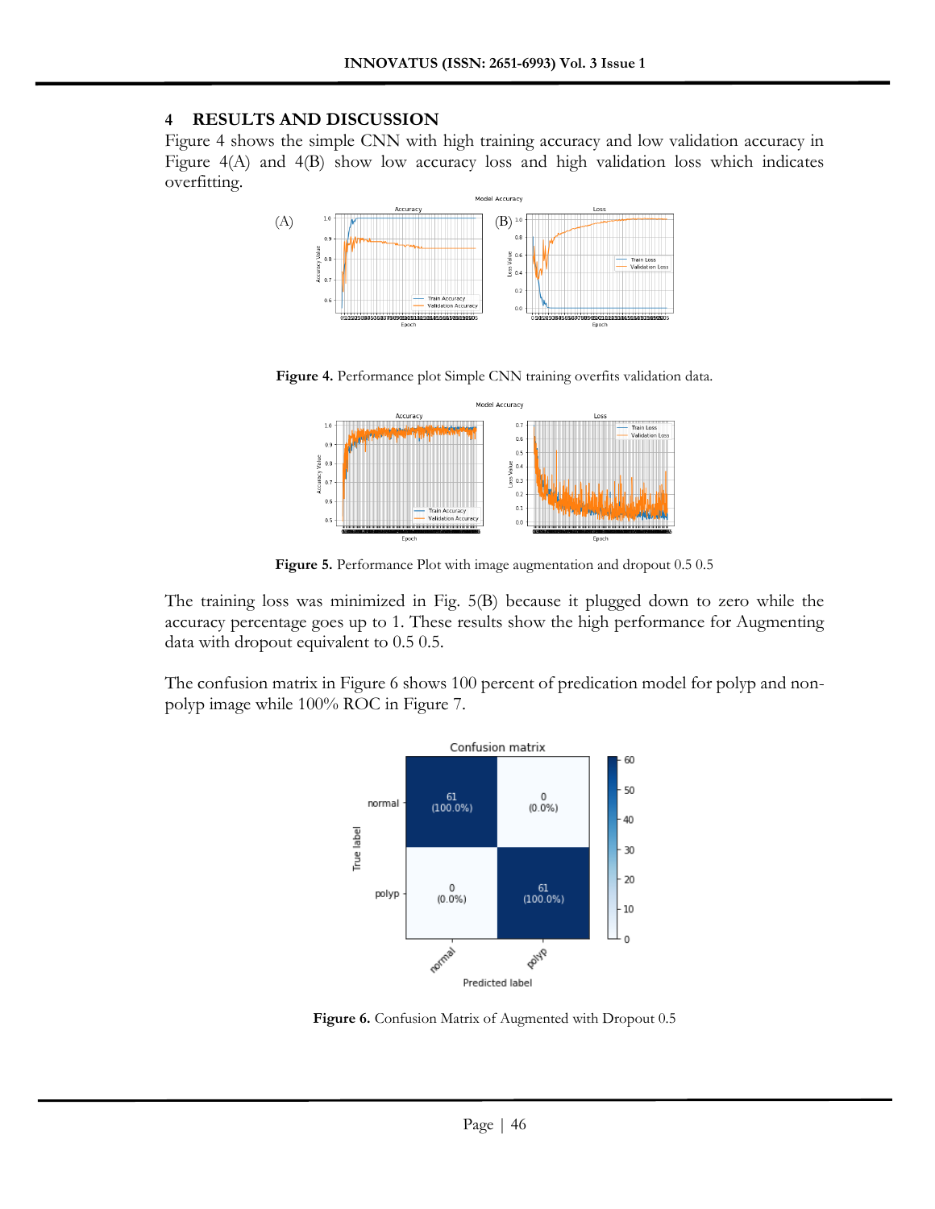## 4 RESULTS AND DISCUSSION

Figure 4 shows the simple CNN with high training accuracy and low validation accuracy in Figure 4(A) and 4(B) show low accuracy loss and high validation loss which indicates overfitting.

**Figure 4.** Performance plot Simple CNN training overfits validation data.

**Figure 5.** Performance Plot with image augmentation and dropout 0.5 0.5

The training loss was minimized in Fig. 5(B) because it plugged down to zero while the accuracy percentage goes up to 1. These results show the high performance for Augmenting data with dropout equivalent to 0.5 0.5.

The confusion matrix in Figure 6 shows 100 percent of predication model for polyp and non-polyp image while 100% ROC in Figure 7.

**Figure 6.** Confusion Matrix of Augmented with Dropout 0.5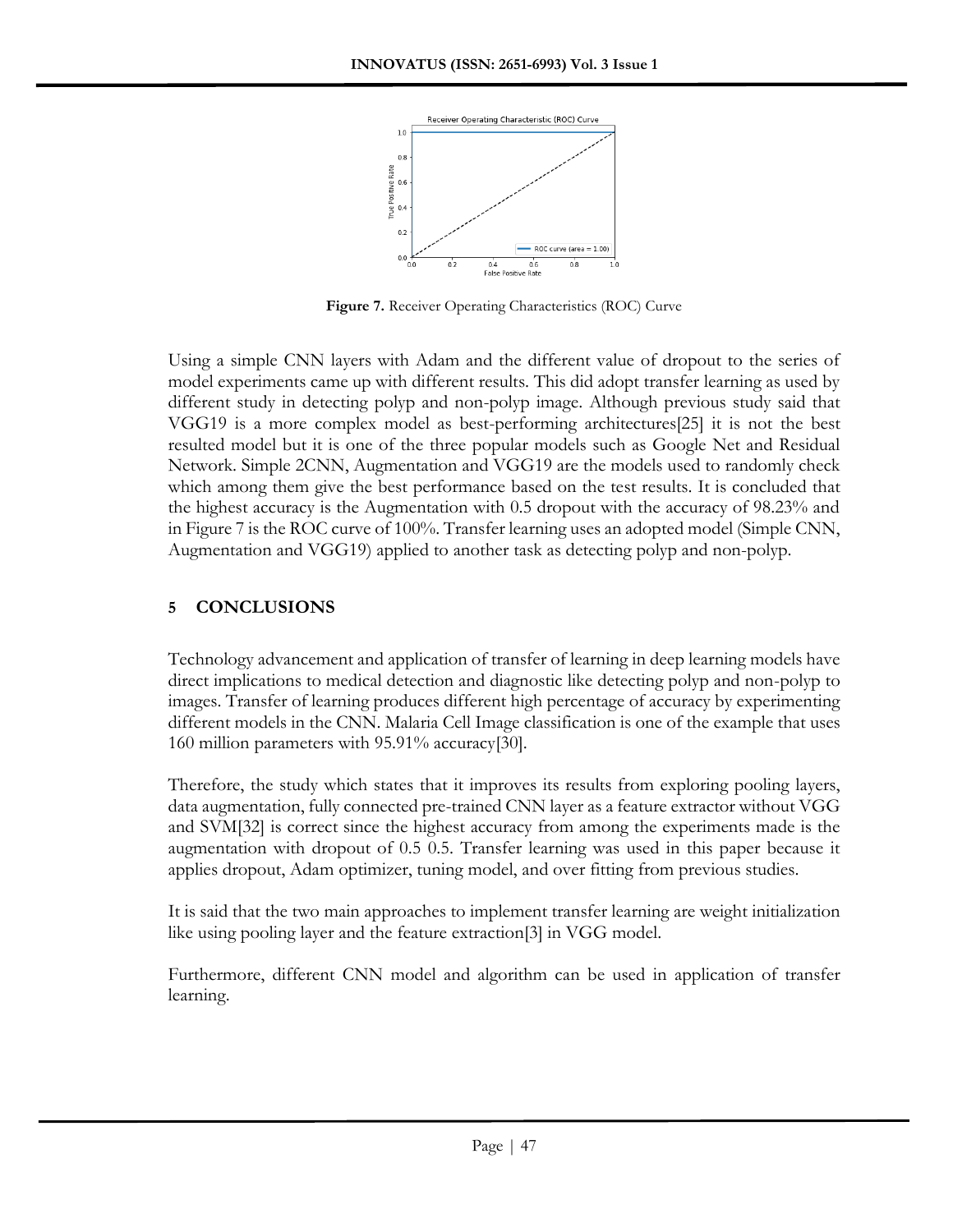Figure 7. Receiver Operating Characteristics (ROC) Curve

Using a simple CNN layers with Adam and the different value of dropout to the series of model experiments came up with different results. This did adopt transfer learning as used by different study in detecting polyp and non-polyp image. Although previous study said that VGG19 is a more complex model as best-performing architectures[25] it is not the best resulted model but it is one of the three popular models such as Google Net and Residual Network. Simple 2CNN, Augmentation and VGG19 are the models used to randomly check which among them give the best performance based on the test results. It is concluded that the highest accuracy is the Augmentation with 0.5 dropout with the accuracy of 98.23% and in Figure 7 is the ROC curve of 100%. Transfer learning uses an adopted model (Simple CNN, Augmentation and VGG19) applied to another task as detecting polyp and non-polyp.

## 5 CONCLUSIONS

Technology advancement and application of transfer of learning in deep learning models have direct implications to medical detection and diagnostic like detecting polyp and non-polyp to images. Transfer of learning produces different high percentage of accuracy by experimenting different models in the CNN. Malaria Cell Image classification is one of the example that uses 160 million parameters with 95.91% accuracy[30].

Therefore, the study which states that it improves its results from exploring pooling layers, data augmentation, fully connected pre-trained CNN layer as a feature extractor without VGG and SVM[32] is correct since the highest accuracy from among the experiments made is the augmentation with dropout of 0.5 0.5. Transfer learning was used in this paper because it applies dropout, Adam optimizer, tuning model, and over fitting from previous studies.

It is said that the two main approaches to implement transfer learning are weight initialization like using pooling layer and the feature extraction[3] in VGG model.

Furthermore, different CNN model and algorithm can be used in application of transfer learning.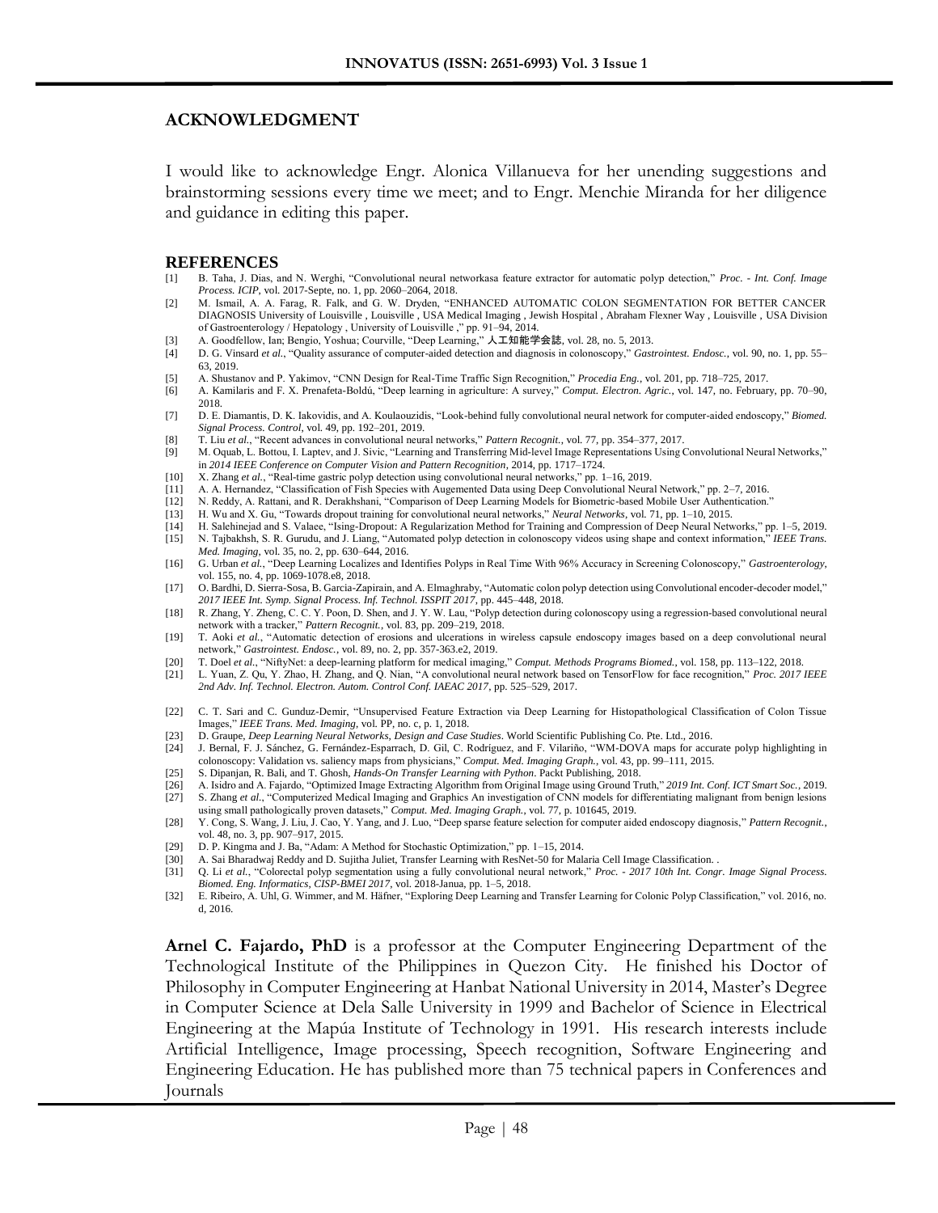## ACKNOWLEDGMENT

I would like to acknowledge Engr. Alonica Villanueva for her unending suggestions and brainstorming sessions every time we meet; and to Engr. Menchie Miranda for her diligence and guidance in editing this paper.

## REFERENCES

[1] B. Taha, J. Dias, and N. Werghi, "Convolutional neural networkasa feature extractor for automatic polyp detection," *Proc. - Int. Conf. Image Process. ICIP*, vol. 2017-Septe, no. 1, pp. 2060–2064, 2018.

[2] M. Ismail, A. A. Farag, R. Falk, and G. W. Dryden, "ENHANCED AUTOMATIC COLON SEGMENTATION FOR BETTER CANCER DIAGNOSIS University of Louisville , Louisville , USA Medical Imaging , Jewish Hospital , Abraham Flexner Way , Louisville , USA Division of Gastroenterology / Hepatology , University of Louisville ," pp. 91–94, 2014.

[3] A. Goodfellow, Ian; Bengio, Yoshua; Courville, "Deep Learning," 人工知能学会誌, vol. 28, no. 5, 2013.

[4] D. G. Vinsard *et al.*, "Quality assurance of computer-aided detection and diagnosis in colonoscopy," *Gastrointest. Endosc.*, vol. 90, no. 1, pp. 55–63, 2019.

[5] A. Shustanov and P. Yakimov, "CNN Design for Real-Time Traffic Sign Recognition," *Procedia Eng.*, vol. 201, pp. 718–725, 2017.

[6] A. Kamilaris and F. X. Prenafeta-Boldú, "Deep learning in agriculture: A survey," *Comput. Electron. Agric.*, vol. 147, no. February, pp. 70–90, 2018.

[7] D. E. Diamantis, D. K. Iakovidis, and A. Koulaouzidis, "Look-behind fully convolutional neural network for computer-aided endoscopy," *Biomed. Signal Process. Control*, vol. 49, pp. 192–201, 2019.

[8] T. Liu *et al.*, "Recent advances in convolutional neural networks," *Pattern Recognit.*, vol. 77, pp. 354–377, 2017.

[9] M. Oquab, L. Bottou, I. Laptev, and J. Sivic, "Learning and Transferring Mid-level Image Representations Using Convolutional Neural Networks," in *2014 IEEE Conference on Computer Vision and Pattern Recognition*, 2014, pp. 1717–1724.

[10] X. Zhang *et al.*, "Real-time gastric polyp detection using convolutional neural networks," pp. 1–16, 2019.

[11] A. A. Hernandez, "Classification of Fish Species with Augemented Data using Deep Convolutional Neural Network," pp. 2–7, 2016.

[12] N. Reddy, A. Rattani, and R. Derakhshani, "Comparison of Deep Learning Models for Biometric-based Mobile User Authentication."

[13] H. Wu and X. Gu, "Towards dropout training for convolutional neural networks," *Neural Networks*, vol. 71, pp. 1–10, 2015.

[14] H. Salehinejad and S. Valaee, "Ising-Dropout: A Regularization Method for Training and Compression of Deep Neural Networks," pp. 1–5, 2019.

[15] N. Tajbakhsh, S. R. Gurudu, and J. Liang, "Automated polyp detection in colonoscopy videos using shape and context information," *IEEE Trans. Med. Imaging*, vol. 35, no. 2, pp. 630–644, 2016.

[16] G. Urban *et al.*, "Deep Learning Localizes and Identifies Polyps in Real Time With 96% Accuracy in Screening Colonoscopy," *Gastroenterology*, vol. 155, no. 4, pp. 1069-1078.e8, 2018.

[17] O. Bardhi, D. Sierra-Sosa, B. Garcia-Zapirain, and A. Elmaghraby, "Automatic colon polyp detection using Convolutional encoder-decoder model," *2017 IEEE Int. Symp. Signal Process. Inf. Technol. ISSPIT 2017*, pp. 445–448, 2018.

[18] R. Zhang, Y. Zheng, C. C. Y. Poon, D. Shen, and J. Y. W. Lau, "Polyp detection during colonoscopy using a regression-based convolutional neural network with a tracker," *Pattern Recognit.*, vol. 83, pp. 209–219, 2018.

[19] T. Aoki *et al.*, "Automatic detection of erosions and ulcerations in wireless capsule endoscopy images based on a deep convolutional neural network," *Gastrointest. Endosc.*, vol. 89, no. 2, pp. 357-363.e2, 2019.

[20] T. Doel *et al.*, "NiftyNet: a deep-learning platform for medical imaging," *Comput. Methods Programs Biomed.*, vol. 158, pp. 113–122, 2018.

[21] L. Yuan, Z. Qu, Y. Zhao, H. Zhang, and Q. Nian, "A convolutional neural network based on TensorFlow for face recognition," *Proc. 2017 IEEE 2nd Adv. Inf. Technol. Electron. Autom. Control Conf. IAEAC 2017*, pp. 525–529, 2017.

[22] C. T. Sari and C. Gunduz-Demir, "Unsupervised Feature Extraction via Deep Learning for Histopathological Classification of Colon Tissue Images," *IEEE Trans. Med. Imaging*, vol. PP, no. c, p. 1, 2018.

[23] D. Graupe, *Deep Learning Neural Networks, Design and Case Studies*. World Scientific Publishing Co. Pte. Ltd., 2016.

[24] J. Bernal, F. J. Sánchez, G. Fernández-Esparrach, D. Gil, C. Rodríguez, and F. Vilariño, "WM-DOVA maps for accurate polyp highlighting in colonoscopy: Validation vs. saliency maps from physicians," *Comput. Med. Imaging Graph.*, vol. 43, pp. 99–111, 2015.

[25] S. Dipanjan, R. Bali, and T. Ghosh, *Hands-On Transfer Learning with Python*. Packt Publishing, 2018.

[26] A. Isidro and A. Fajardo, "Optimized Image Extracting Algorithm from Original Image using Ground Truth," *2019 Int. Conf. ICT Smart Soc.*, 2019.

[27] S. Zhang *et al.*, "Computerized Medical Imaging and Graphics An investigation of CNN models for differentiating malignant from benign lesions using small pathologically proven datasets," *Comput. Med. Imaging Graph.*, vol. 77, p. 101645, 2019.

[28] Y. Cong, S. Wang, J. Liu, J. Cao, Y. Yang, and J. Luo, "Deep sparse feature selection for computer aided endoscopy diagnosis," *Pattern Recognit.*, vol. 48, no. 3, pp. 907–917, 2015.

[29] D. P. Kingma and J. Ba, "Adam: A Method for Stochastic Optimization," pp. 1–15, 2014.

[30] A. Sai Bharadwaj Reddy and D. Sujitha Juliet, Transfer Learning with ResNet-50 for Malaria Cell Image Classification. .

[31] Q. Li *et al.*, "Colorectal polyp segmentation using a fully convolutional neural network," *Proc. - 2017 10th Int. Congr. Image Signal Process. Biomed. Eng. Informatics, CISP-BMEI 2017*, vol. 2018-Janua, pp. 1–5, 2018.

[32] E. Ribeiro, A. Uhl, G. Wimmer, and M. Häfner, "Exploring Deep Learning and Transfer Learning for Colonic Polyp Classification," vol. 2016, no. d, 2016.

**Arnel C. Fajardo, PhD** is a professor at the Computer Engineering Department of the Technological Institute of the Philippines in Quezon City. He finished his Doctor of Philosophy in Computer Engineering at Hanbat National University in 2014, Master's Degree in Computer Science at Dela Salle University in 1999 and Bachelor of Science in Electrical Engineering at the Mapúa Institute of Technology in 1991. His research interests include Artificial Intelligence, Image processing, Speech recognition, Software Engineering and Engineering Education. He has published more than 75 technical papers in Conferences and Journals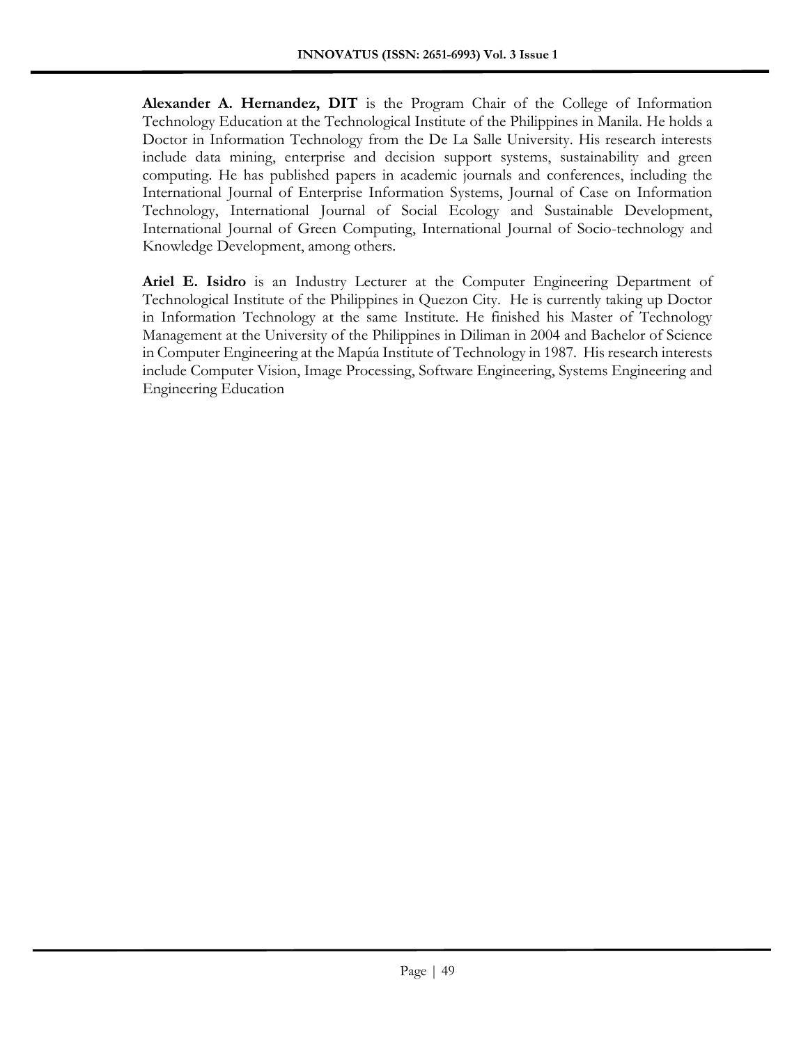**Alexander A. Hernandez, DIT** is the Program Chair of the College of Information Technology Education at the Technological Institute of the Philippines in Manila. He holds a Doctor in Information Technology from the De La Salle University. His research interests include data mining, enterprise and decision support systems, sustainability and green computing. He has published papers in academic journals and conferences, including the International Journal of Enterprise Information Systems, Journal of Case on Information Technology, International Journal of Social Ecology and Sustainable Development, International Journal of Green Computing, International Journal of Socio-technology and Knowledge Development, among others.

**Ariel E. Isidro** is an Industry Lecturer at the Computer Engineering Department of Technological Institute of the Philippines in Quezon City. He is currently taking up Doctor in Information Technology at the same Institute. He finished his Master of Technology Management at the University of the Philippines in Diliman in 2004 and Bachelor of Science in Computer Engineering at the Mapúa Institute of Technology in 1987. His research interests include Computer Vision, Image Processing, Software Engineering, Systems Engineering and Engineering Education